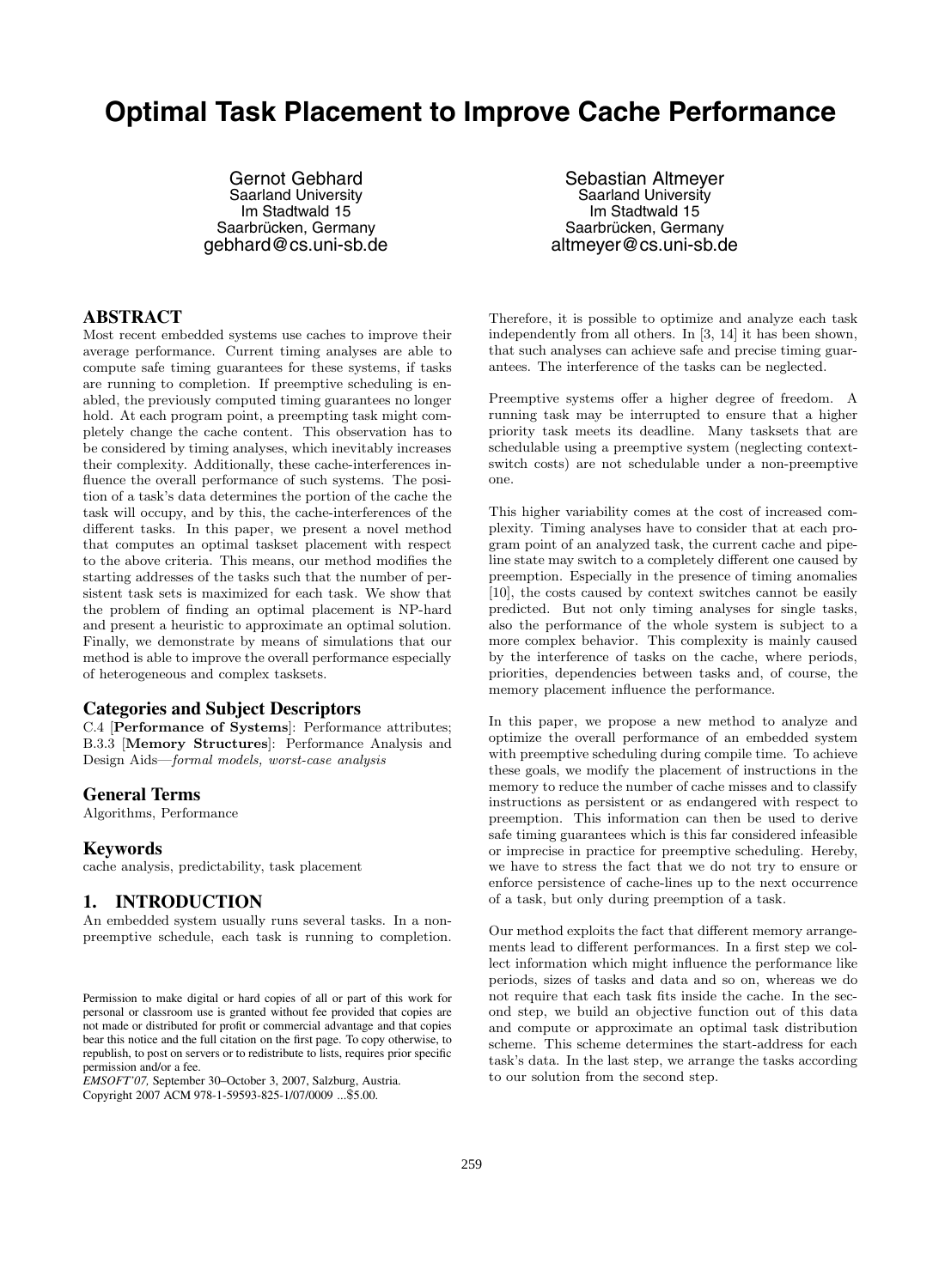# Optimal Task Placement to Improve Cache Performance

Gernot Gebhard
Saarland University
Im Stadtwald 15
Saarbrücken, Germany
gebhard@cs.uni-sb.de

Sebastian Altmeyer
Saarland University
Im Stadtwald 15
Saarbrücken, Germany
altmeyer@cs.uni-sb.de

## ABSTRACT

Most recent embedded systems use caches to improve their average performance. Current timing analyses are able to compute safe timing guarantees for these systems, if tasks are running to completion. If preemptive scheduling is enabled, the previously computed timing guarantees no longer hold. At each program point, a preempting task might completely change the cache content. This observation has to be considered by timing analyses, which inevitably increases their complexity. Additionally, these cache-interferences influence the overall performance of such systems. The position of a task's data determines the portion of the cache the task will occupy, and by this, the cache-interferences of the different tasks. In this paper, we present a novel method that computes an optimal taskset placement with respect to the above criteria. This means, our method modifies the starting addresses of the tasks such that the number of persistent task sets is maximized for each task. We show that the problem of finding an optimal placement is NP-hard and present a heuristic to approximate an optimal solution. Finally, we demonstrate by means of simulations that our method is able to improve the overall performance especially of heterogeneous and complex tasksets.

### Categories and Subject Descriptors

C.4 [**Performance of Systems**]: Performance attributes; B.3.3 [**Memory Structures**]: Performance Analysis and Design Aids—*formal models, worst-case analysis*

### General Terms

Algorithms, Performance

### Keywords

cache analysis, predictability, task placement

## 1. INTRODUCTION

An embedded system usually runs several tasks. In a non-preemptive schedule, each task is running to completion. Therefore, it is possible to optimize and analyze each task independently from all others. In [3, 14] it has been shown, that such analyses can achieve safe and precise timing guarantees. The interference of the tasks can be neglected.

Preemptive systems offer a higher degree of freedom. A running task may be interrupted to ensure that a higher priority task meets its deadline. Many tasksets that are schedulable using a preemptive system (neglecting context-switch costs) are not schedulable under a non-preemptive one.

This higher variability comes at the cost of increased complexity. Timing analyses have to consider that at each program point of an analyzed task, the current cache and pipeline state may switch to a completely different one caused by preemption. Especially in the presence of timing anomalies [10], the costs caused by context switches cannot be easily predicted. But not only timing analyses for single tasks, also the performance of the whole system is subject to a more complex behavior. This complexity is mainly caused by the interference of tasks on the cache, where periods, priorities, dependencies between tasks and, of course, the memory placement influence the performance.

In this paper, we propose a new method to analyze and optimize the overall performance of an embedded system with preemptive scheduling during compile time. To achieve these goals, we modify the placement of instructions in the memory to reduce the number of cache misses and to classify instructions as persistent or as endangered with respect to preemption. This information can then be used to derive safe timing guarantees which is this far considered infeasible or imprecise in practice for preemptive scheduling. Hereby, we have to stress the fact that we do not try to ensure or enforce persistence of cache-lines up to the next occurrence of a task, but only during preemption of a task.

Our method exploits the fact that different memory arrangements lead to different performances. In a first step we collect information which might influence the performance like periods, sizes of tasks and data and so on, whereas we do not require that each task fits inside the cache. In the second step, we build an objective function out of this data and compute or approximate an optimal task distribution scheme. This scheme determines the start-address for each task's data. In the last step, we arrange the tasks according to our solution from the second step.

Permission to make digital or hard copies of all or part of this work for personal or classroom use is granted without fee provided that copies are not made or distributed for profit or commercial advantage and that copies bear this notice and the full citation on the first page. To copy otherwise, to republish, to post on servers or to redistribute to lists, requires prior specific permission and/or a fee.
*EMSOFT'07,* September 30–October 3, 2007, Salzburg, Austria.
Copyright 2007 ACM 978-1-59593-825-1/07/0009 ...$5.00.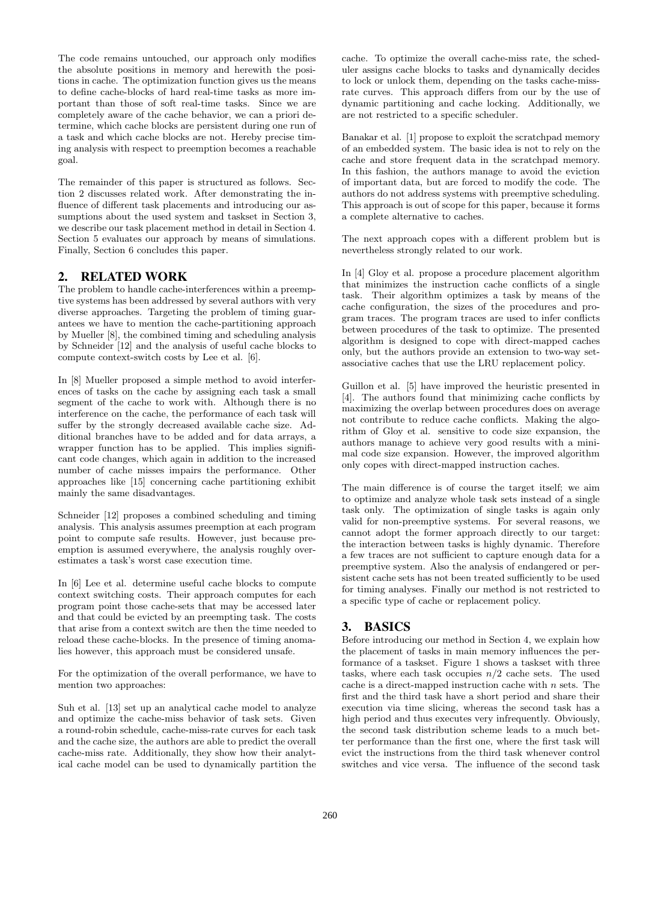The code remains untouched, our approach only modifies the absolute positions in memory and herewith the positions in cache. The optimization function gives us the means to define cache-blocks of hard real-time tasks as more important than those of soft real-time tasks. Since we are completely aware of the cache behavior, we can a priori determine, which cache blocks are persistent during one run of a task and which cache blocks are not. Hereby precise timing analysis with respect to preemption becomes a reachable goal.

The remainder of this paper is structured as follows. Section 2 discusses related work. After demonstrating the influence of different task placements and introducing our assumptions about the used system and taskset in Section 3, we describe our task placement method in detail in Section 4. Section 5 evaluates our approach by means of simulations. Finally, Section 6 concludes this paper.

## 2. RELATED WORK

The problem to handle cache-interferences within a preemptive systems has been addressed by several authors with very diverse approaches. Targeting the problem of timing guarantees we have to mention the cache-partitioning approach by Mueller [8], the combined timing and scheduling analysis by Schneider [12] and the analysis of useful cache blocks to compute context-switch costs by Lee et al. [6].

In [8] Mueller proposed a simple method to avoid interferences of tasks on the cache by assigning each task a small segment of the cache to work with. Although there is no interference on the cache, the performance of each task will suffer by the strongly decreased available cache size. Additional branches have to be added and for data arrays, a wrapper function has to be applied. This implies significant code changes, which again in addition to the increased number of cache misses impairs the performance. Other approaches like [15] concerning cache partitioning exhibit mainly the same disadvantages.

Schneider [12] proposes a combined scheduling and timing analysis. This analysis assumes preemption at each program point to compute safe results. However, just because preemption is assumed everywhere, the analysis roughly overestimates a task's worst case execution time.

In [6] Lee et al. determine useful cache blocks to compute context switching costs. Their approach computes for each program point those cache-sets that may be accessed later and that could be evicted by an preempting task. The costs that arise from a context switch are then the time needed to reload these cache-blocks. In the presence of timing anomalies however, this approach must be considered unsafe.

For the optimization of the overall performance, we have to mention two approaches:

Suh et al. [13] set up an analytical cache model to analyze and optimize the cache-miss behavior of task sets. Given a round-robin schedule, cache-miss-rate curves for each task and the cache size, the authors are able to predict the overall cache-miss rate. Additionally, they show how their analytical cache model can be used to dynamically partition the cache. To optimize the overall cache-miss rate, the scheduler assigns cache blocks to tasks and dynamically decides to lock or unlock them, depending on the tasks cache-miss-rate curves. This approach differs from our by the use of dynamic partitioning and cache locking. Additionally, we are not restricted to a specific scheduler.

Banakar et al. [1] propose to exploit the scratchpad memory of an embedded system. The basic idea is not to rely on the cache and store frequent data in the scratchpad memory. In this fashion, the authors manage to avoid the eviction of important data, but are forced to modify the code. The authors do not address systems with preemptive scheduling. This approach is out of scope for this paper, because it forms a complete alternative to caches.

The next approach copes with a different problem but is nevertheless strongly related to our work.

In [4] Gloy et al. propose a procedure placement algorithm that minimizes the instruction cache conflicts of a single task. Their algorithm optimizes a task by means of the cache configuration, the sizes of the procedures and program traces. The program traces are used to infer conflicts between procedures of the task to optimize. The presented algorithm is designed to cope with direct-mapped caches only, but the authors provide an extension to two-way set-associative caches that use the LRU replacement policy.

Guillon et al. [5] have improved the heuristic presented in [4]. The authors found that minimizing cache conflicts by maximizing the overlap between procedures does on average not contribute to reduce cache conflicts. Making the algorithm of Gloy et al. sensitive to code size expansion, the authors manage to achieve very good results with a minimal code size expansion. However, the improved algorithm only copes with direct-mapped instruction caches.

The main difference is of course the target itself; we aim to optimize and analyze whole task sets instead of a single task only. The optimization of single tasks is again only valid for non-preemptive systems. For several reasons, we cannot adopt the former approach directly to our target: the interaction between tasks is highly dynamic. Therefore a few traces are not sufficient to capture enough data for a preemptive system. Also the analysis of endangered or persistent cache sets has not been treated sufficiently to be used for timing analyses. Finally our method is not restricted to a specific type of cache or replacement policy.

## 3. BASICS

Before introducing our method in Section 4, we explain how the placement of tasks in main memory influences the performance of a taskset. Figure 1 shows a taskset with three tasks, where each task occupies $n/2$ cache sets. The used cache is a direct-mapped instruction cache with $n$ sets. The first and the third task have a short period and share their execution via time slicing, whereas the second task has a high period and thus executes very infrequently. Obviously, the second task distribution scheme leads to a much better performance than the first one, where the first task will evict the instructions from the third task whenever control switches and vice versa. The influence of the second task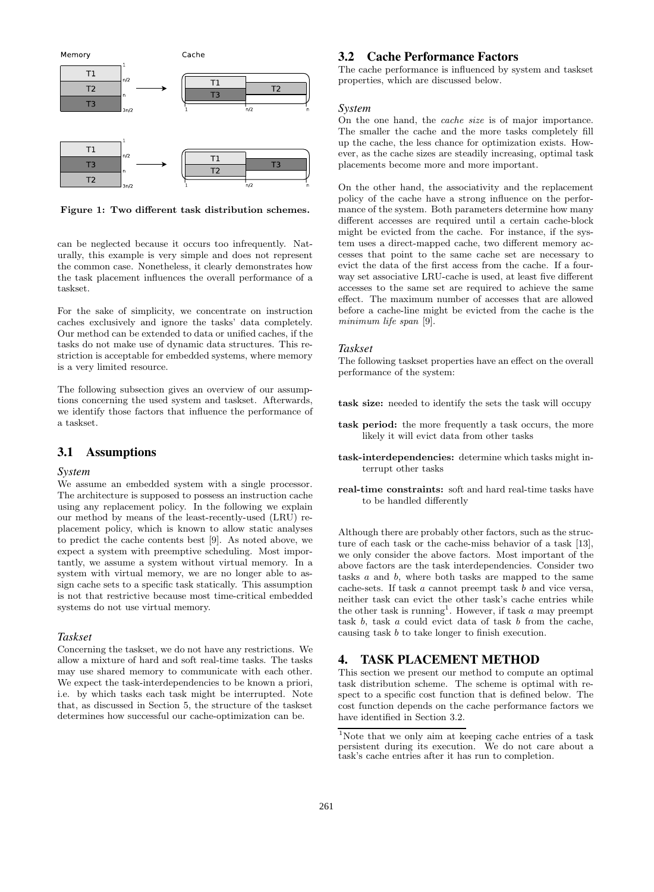Figure 1: Two different task distribution schemes.

can be neglected because it occurs too infrequently. Naturally, this example is very simple and does not represent the common case. Nonetheless, it clearly demonstrates how the task placement influences the overall performance of a taskset.

For the sake of simplicity, we concentrate on instruction caches exclusively and ignore the tasks' data completely. Our method can be extended to data or unified caches, if the tasks do not make use of dynamic data structures. This restriction is acceptable for embedded systems, where memory is a very limited resource.

The following subsection gives an overview of our assumptions concerning the used system and taskset. Afterwards, we identify those factors that influence the performance of a taskset.

## 3.1 Assumptions

### *System*

We assume an embedded system with a single processor. The architecture is supposed to possess an instruction cache using any replacement policy. In the following we explain our method by means of the least-recently-used (LRU) replacement policy, which is known to allow static analyses to predict the cache contents best [9]. As noted above, we expect a system with preemptive scheduling. Most importantly, we assume a system without virtual memory. In a system with virtual memory, we are no longer able to assign cache sets to a specific task statically. This assumption is not that restrictive because most time-critical embedded systems do not use virtual memory.

### *Taskset*

Concerning the taskset, we do not have any restrictions. We allow a mixture of hard and soft real-time tasks. The tasks may use shared memory to communicate with each other. We expect the task-interdependencies to be known a priori, i.e. by which tasks each task might be interrupted. Note that, as discussed in Section 5, the structure of the taskset determines how successful our cache-optimization can be.

## 3.2 Cache Performance Factors

The cache performance is influenced by system and taskset properties, which are discussed below.

### *System*

On the one hand, the *cache size* is of major importance. The smaller the cache and the more tasks completely fill up the cache, the less chance for optimization exists. However, as the cache sizes are steadily increasing, optimal task placements become more and more important.

On the other hand, the associativity and the replacement policy of the cache have a strong influence on the performance of the system. Both parameters determine how many different accesses are required until a certain cache-block might be evicted from the cache. For instance, if the system uses a direct-mapped cache, two different memory accesses that point to the same cache set are necessary to evict the data of the first access from the cache. If a four-way set associative LRU-cache is used, at least five different accesses to the same set are required to achieve the same effect. The maximum number of accesses that are allowed before a cache-line might be evicted from the cache is the *minimum life span* [9].

### *Taskset*

The following taskset properties have an effect on the overall performance of the system:

- **task size:** needed to identify the sets the task will occupy
- **task period:** the more frequently a task occurs, the more likely it will evict data from other tasks
- **task-interdependencies:** determine which tasks might interrupt other tasks
- **real-time constraints:** soft and hard real-time tasks have to be handled differently

Although there are probably other factors, such as the structure of each task or the cache-miss behavior of a task [13], we only consider the above factors. Most important of the above factors are the task interdependencies. Consider two tasks $a$ and $b$, where both tasks are mapped to the same cache-sets. If task $a$ cannot preempt task $b$ and vice versa, neither task can evict the other task's cache entries while the other task is running[1]. However, if task $a$ may preempt task $b$, task $a$ could evict data of task $b$ from the cache, causing task $b$ to take longer to finish execution.

# 4. TASK PLACEMENT METHOD

This section we present our method to compute an optimal task distribution scheme. The scheme is optimal with respect to a specific cost function that is defined below. The cost function depends on the cache performance factors we have identified in Section 3.2.

[1]Note that we only aim at keeping cache entries of a task persistent during its execution. We do not care about a task's cache entries after it has run to completion.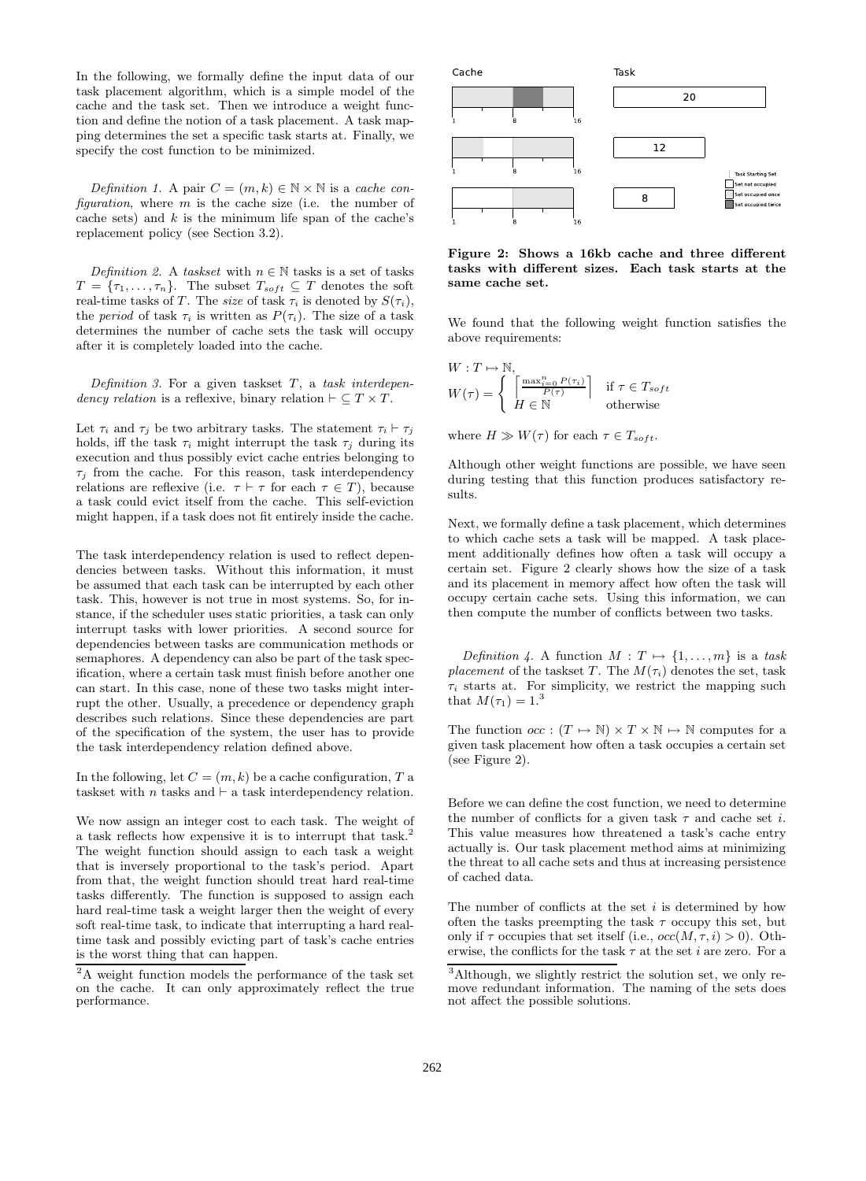In the following, we formally define the input data of our task placement algorithm, which is a simple model of the cache and the task set. Then we introduce a weight function and define the notion of a task placement. A task mapping determines the set a specific task starts at. Finally, we specify the cost function to be minimized.

*Definition 1.* A pair $C = (m, k) \in \mathbb{N} \times \mathbb{N}$ is a *cache configuration*, where $m$ is the cache size (i.e. the number of cache sets) and $k$ is the minimum life span of the cache's replacement policy (see Section 3.2).

*Definition 2.* A *taskset* with $n \in \mathbb{N}$ tasks is a set of tasks $T = \{\tau_1, \ldots, \tau_n\}$. The subset $T_{soft} \subseteq T$ denotes the soft real-time tasks of $T$. The *size* of task $\tau_i$ is denoted by $S(\tau_i)$, the *period* of task $\tau_i$ is written as $P(\tau_i)$. The size of a task determines the number of cache sets the task will occupy after it is completely loaded into the cache.

*Definition 3.* For a given taskset $T$, a *task interdependency relation* is a reflexive, binary relation $\vdash \subseteq T \times T$.

Let $\tau_i$ and $\tau_j$ be two arbitrary tasks. The statement $\tau_i \vdash \tau_j$ holds, iff the task $\tau_i$ might interrupt the task $\tau_j$ during its execution and thus possibly evict cache entries belonging to $\tau_j$ from the cache. For this reason, task interdependency relations are reflexive (i.e. $\tau \vdash \tau$ for each $\tau \in T$), because a task could evict itself from the cache. This self-eviction might happen, if a task does not fit entirely inside the cache.

The task interdependency relation is used to reflect dependencies between tasks. Without this information, it must be assumed that each task can be interrupted by each other task. This, however is not true in most systems. So, for instance, if the scheduler uses static priorities, a task can only interrupt tasks with lower priorities. A second source for dependencies between tasks are communication methods or semaphores. A dependency can also be part of the task specification, where a certain task must finish before another one can start. In this case, none of these two tasks might interrupt the other. Usually, a precedence or dependency graph describes such relations. Since these dependencies are part of the specification of the system, the user has to provide the task interdependency relation defined above.

In the following, let $C = (m, k)$ be a cache configuration, $T$ a taskset with $n$ tasks and $\vdash$ a task interdependency relation.

We now assign an integer cost to each task. The weight of a task reflects how expensive it is to interrupt that task.[2] The weight function should assign to each task a weight that is inversely proportional to the task's period. Apart from that, the weight function should treat hard real-time tasks differently. The function is supposed to assign each hard real-time task a weight larger then the weight of every soft real-time task, to indicate that interrupting a hard real-time task and possibly evicting part of task's cache entries is the worst thing that can happen.

[2] A weight function models the performance of the task set on the cache. It can only approximately reflect the true performance.

**Figure 2: Shows a 16kb cache and three different tasks with different sizes. Each task starts at the same cache set.**

We found that the following weight function satisfies the above requirements:

$$W : T \mapsto \mathbb{N},$$
$$W(\tau) = \begin{cases} \left\lceil \frac{\max_{i=0}^{n} P(\tau_i)}{P(\tau)} \right\rceil & \text{if } \tau \in T_{soft} \\ H \in \mathbb{N} & \text{otherwise} \end{cases}$$

where $H \gg W(\tau)$ for each $\tau \in T_{soft}$.

Although other weight functions are possible, we have seen during testing that this function produces satisfactory results.

Next, we formally define a task placement, which determines to which cache sets a task will be mapped. A task placement additionally defines how often a task will occupy a certain set. Figure 2 clearly shows how the size of a task and its placement in memory affect how often the task will occupy certain cache sets. Using this information, we can then compute the number of conflicts between two tasks.

*Definition 4.* A function $M : T \mapsto \{1, \ldots, m\}$ is a *task placement* of the taskset $T$. The $M(\tau_i)$ denotes the set, task $\tau_i$ starts at. For simplicity, we restrict the mapping such that $M(\tau_1) = 1$.[3]

The function $occ : (T \mapsto \mathbb{N}) \times T \times \mathbb{N} \mapsto \mathbb{N}$ computes for a given task placement how often a task occupies a certain set (see Figure 2).

Before we can define the cost function, we need to determine the number of conflicts for a given task $\tau$ and cache set $i$. This value measures how threatened a task's cache entry actually is. Our task placement method aims at minimizing the threat to all cache sets and thus at increasing persistence of cached data.

The number of conflicts at the set $i$ is determined by how often the tasks preempting the task $\tau$ occupy this set, but only if $\tau$ occupies that set itself (i.e., $occ(M, \tau, i) > 0$). Otherwise, the conflicts for the task $\tau$ at the set $i$ are zero. For a

[3] Although, we slightly restrict the solution set, we only remove redundant information. The naming of the sets does not affect the possible solutions.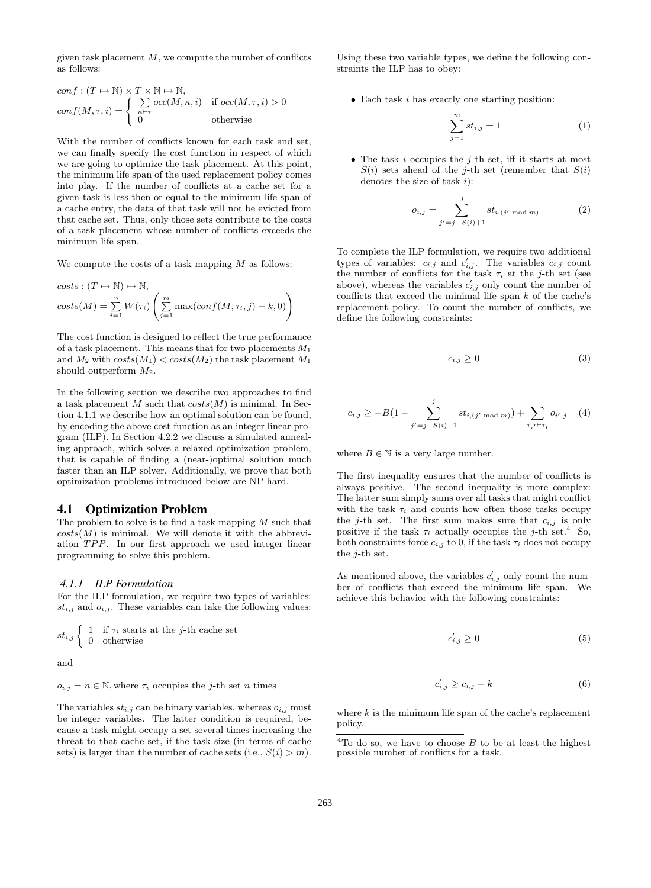given task placement $M$, we compute the number of conflicts as follows:

$$conf : (T \mapsto \mathbb{N}) \times T \times \mathbb{N} \mapsto \mathbb{N},$$
$$conf(M, \tau, i) = \begin{cases} \sum\limits_{\kappa \vdash \tau} occ(M, \kappa, i) & \text{if } occ(M, \tau, i) > 0 \\ 0 & \text{otherwise} \end{cases}$$

With the number of conflicts known for each task and set, we can finally specify the cost function in respect of which we are going to optimize the task placement. At this point, the minimum life span of the used replacement policy comes into play. If the number of conflicts at a cache set for a given task is less then or equal to the minimum life span of a cache entry, the data of that task will not be evicted from that cache set. Thus, only those sets contribute to the costs of a task placement whose number of conflicts exceeds the minimum life span.

We compute the costs of a task mapping $M$ as follows:

$$costs : (T \mapsto \mathbb{N}) \mapsto \mathbb{N},$$
$$costs(M) = \sum_{i=1}^{n} W(\tau_i) \left( \sum_{j=1}^{m} \max(conf(M, \tau_i, j) - k, 0) \right)$$

The cost function is designed to reflect the true performance of a task placement. This means that for two placements $M_1$ and $M_2$ with $costs(M_1) < costs(M_2)$ the task placement $M_1$ should outperform $M_2$.

In the following section we describe two approaches to find a task placement $M$ such that $costs(M)$ is minimal. In Section 4.1.1 we describe how an optimal solution can be found, by encoding the above cost function as an integer linear program (ILP). In Section 4.2.2 we discuss a simulated annealing approach, which solves a relaxed optimization problem, that is capable of finding a (near-)optimal solution much faster than an ILP solver. Additionally, we prove that both optimization problems introduced below are NP-hard.

## 4.1 Optimization Problem

The problem to solve is to find a task mapping $M$ such that $costs(M)$ is minimal. We will denote it with the abbreviation $TPP$. In our first approach we used integer linear programming to solve this problem.

### 4.1.1 ILP Formulation

For the ILP formulation, we require two types of variables: $st_{i,j}$ and $o_{i,j}$. These variables can take the following values:

$$st_{i,j} \begin{cases} 1 & \text{if } \tau_i \text{ starts at the } j\text{-th cache set} \\ 0 & \text{otherwise} \end{cases}$$

and

$$o_{i,j} = n \in \mathbb{N}, \text{where } \tau_i \text{ occupies the } j\text{-th set } n \text{ times}$$

The variables $st_{i,j}$ can be binary variables, whereas $o_{i,j}$ must be integer variables. The latter condition is required, because a task might occupy a set several times increasing the threat to that cache set, if the task size (in terms of cache sets) is larger than the number of cache sets (i.e., $S(i) > m$).

Using these two variable types, we define the following constraints the ILP has to obey:

- Each task $i$ has exactly one starting position:

$$\sum_{j=1}^{m} st_{i,j} = 1 \tag{1}$$

- The task $i$ occupies the $j$-th set, iff it starts at most $S(i)$ sets ahead of the $j$-th set (remember that $S(i)$ denotes the size of task $i$):

$$o_{i,j} = \sum_{j'=j-S(i)+1}^{j} st_{i,(j' \bmod m)} \tag{2}$$

To complete the ILP formulation, we require two additional types of variables: $c_{i,j}$ and $c'_{i,j}$. The variables $c_{i,j}$ count the number of conflicts for the task $\tau_i$ at the $j$-th set (see above), whereas the variables $c'_{i,j}$ only count the number of conflicts that exceed the minimal life span $k$ of the cache's replacement policy. To count the number of conflicts, we define the following constraints:

$$c_{i,j} \geq 0 \tag{3}$$

$$c_{i,j} \geq -B(1 - \sum_{j'=j-S(i)+1}^{j} st_{i,(j' \bmod m)}) + \sum_{\tau_{i'} \vdash \tau_i} o_{i',j} \tag{4}$$

where $B \in \mathbb{N}$ is a very large number.

The first inequality ensures that the number of conflicts is always positive. The second inequality is more complex: The latter sum simply sums over all tasks that might conflict with the task $\tau_i$ and counts how often those tasks occupy the $j$-th set. The first sum makes sure that $c_{i,j}$ is only positive if the task $\tau_i$ actually occupies the $j$-th set.[4] So, both constraints force $c_{i,j}$ to 0, if the task $\tau_i$ does not occupy the $j$-th set.

As mentioned above, the variables $c'_{i,j}$ only count the number of conflicts that exceed the minimum life span. We achieve this behavior with the following constraints:

$$c'_{i,j} \geq 0 \tag{5}$$

$$c'_{i,j} \geq c_{i,j} - k \tag{6}$$

where $k$ is the minimum life span of the cache's replacement policy.

[4] To do so, we have to choose $B$ to be at least the highest possible number of conflicts for a task.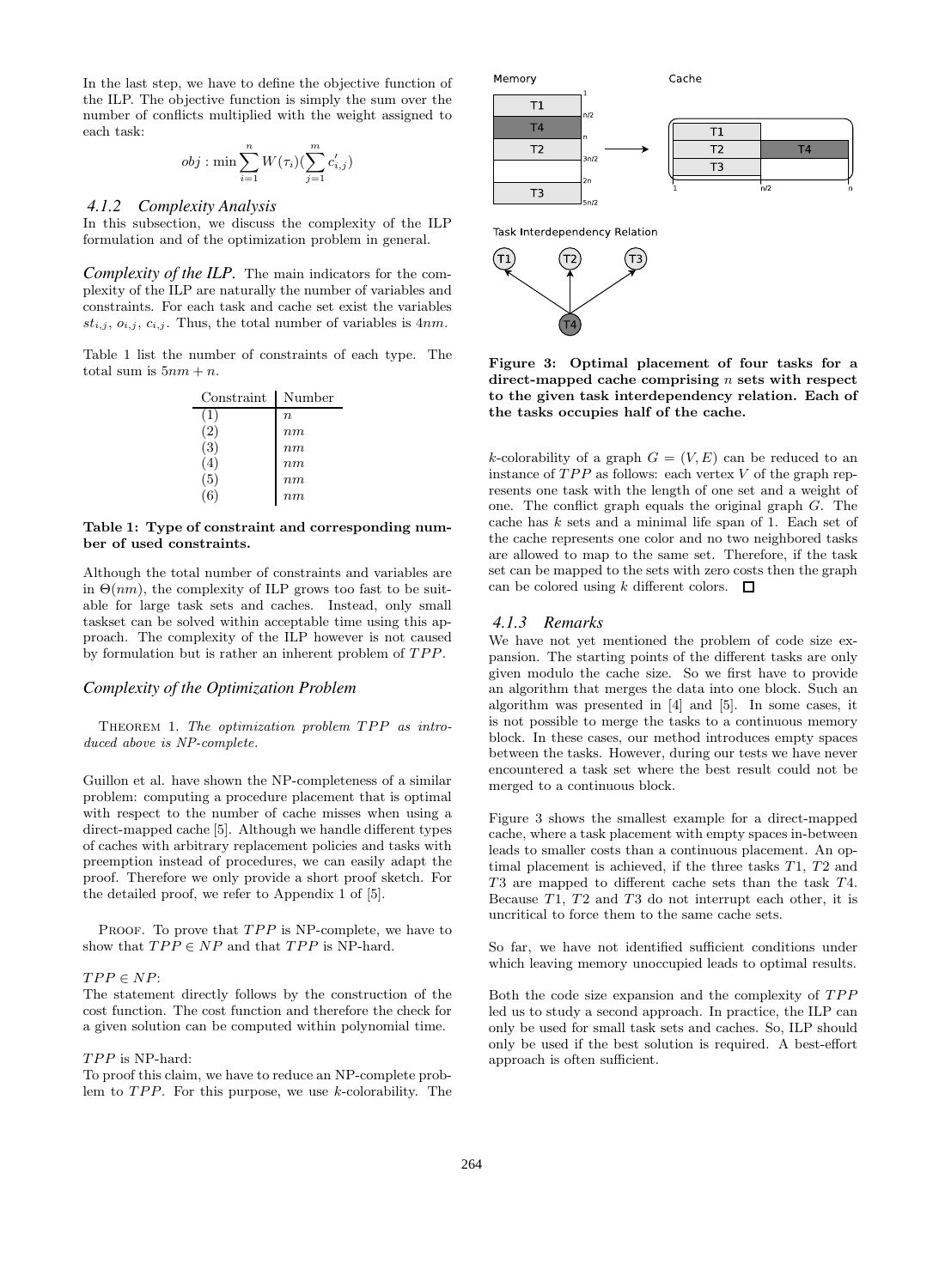In the last step, we have to define the objective function of the ILP. The objective function is simply the sum over the number of conflicts multiplied with the weight assigned to each task:

$$obj : \min \sum_{i=1}^{n} W(\tau_i)(\sum_{j=1}^{m} c'_{i,j})$$

### 4.1.2 Complexity Analysis

In this subsection, we discuss the complexity of the ILP formulation and of the optimization problem in general.

***Complexity of the ILP.*** The main indicators for the complexity of the ILP are naturally the number of variables and constraints. For each task and cache set exist the variables $st_{i,j}$, $o_{i,j}$, $c_{i,j}$. Thus, the total number of variables is $4nm$.

Table 1 list the number of constraints of each type. The total sum is $5nm + n$.

| Constraint | Number |
|---|---|
| (1) | $n$ |
| (2) | $nm$ |
| (3) | $nm$ |
| (4) | $nm$ |
| (5) | $nm$ |
| (6) | $nm$ |

**Table 1: Type of constraint and corresponding number of used constraints.**

Although the total number of constraints and variables are in $\Theta(nm)$, the complexity of ILP grows too fast to be suitable for large task sets and caches. Instead, only small taskset can be solved within acceptable time using this approach. The complexity of the ILP however is not caused by formulation but is rather an inherent problem of $TPP$.

***Complexity of the Optimization Problem***

THEOREM 1. *The optimization problem $TPP$ as introduced above is NP-complete.*

Guillon et al. have shown the NP-completeness of a similar problem: computing a procedure placement that is optimal with respect to the number of cache misses when using a direct-mapped cache [5]. Although we handle different types of caches with arbitrary replacement policies and tasks with preemption instead of procedures, we can easily adapt the proof. Therefore we only provide a short proof sketch. For the detailed proof, we refer to Appendix 1 of [5].

PROOF. To prove that $TPP$ is NP-complete, we have to show that $TPP \in NP$ and that $TPP$ is NP-hard.

$TPP \in NP$:
The statement directly follows by the construction of the cost function. The cost function and therefore the check for a given solution can be computed within polynomial time.

$TPP$ is NP-hard:
To proof this claim, we have to reduce an NP-complete problem to $TPP$. For this purpose, we use $k$-colorability. The $k$-colorability of a graph $G = (V, E)$ can be reduced to an instance of $TPP$ as follows: each vertex $V$ of the graph represents one task with the length of one set and a weight of one. The conflict graph equals the original graph $G$. The cache has $k$ sets and a minimal life span of 1. Each set of the cache represents one color and no two neighbored tasks are allowed to map to the same set. Therefore, if the task set can be mapped to the sets with zero costs then the graph can be colored using $k$ different colors. □

**Figure 3: Optimal placement of four tasks for a direct-mapped cache comprising $n$ sets with respect to the given task interdependency relation. Each of the tasks occupies half of the cache.**

### 4.1.3 Remarks

We have not yet mentioned the problem of code size expansion. The starting points of the different tasks are only given modulo the cache size. So we first have to provide an algorithm that merges the data into one block. Such an algorithm was presented in [4] and [5]. In some cases, it is not possible to merge the tasks to a continuous memory block. In these cases, our method introduces empty spaces between the tasks. However, during our tests we have never encountered a task set where the best result could not be merged to a continuous block.

Figure 3 shows the smallest example for a direct-mapped cache, where a task placement with empty spaces in-between leads to smaller costs than a continuous placement. An optimal placement is achieved, if the three tasks $T1$, $T2$ and $T3$ are mapped to different cache sets than the task $T4$. Because $T1$, $T2$ and $T3$ do not interrupt each other, it is uncritical to force them to the same cache sets.

So far, we have not identified sufficient conditions under which leaving memory unoccupied leads to optimal results.

Both the code size expansion and the complexity of $TPP$ led us to study a second approach. In practice, the ILP can only be used for small task sets and caches. So, ILP should only be used if the best solution is required. A best-effort approach is often sufficient.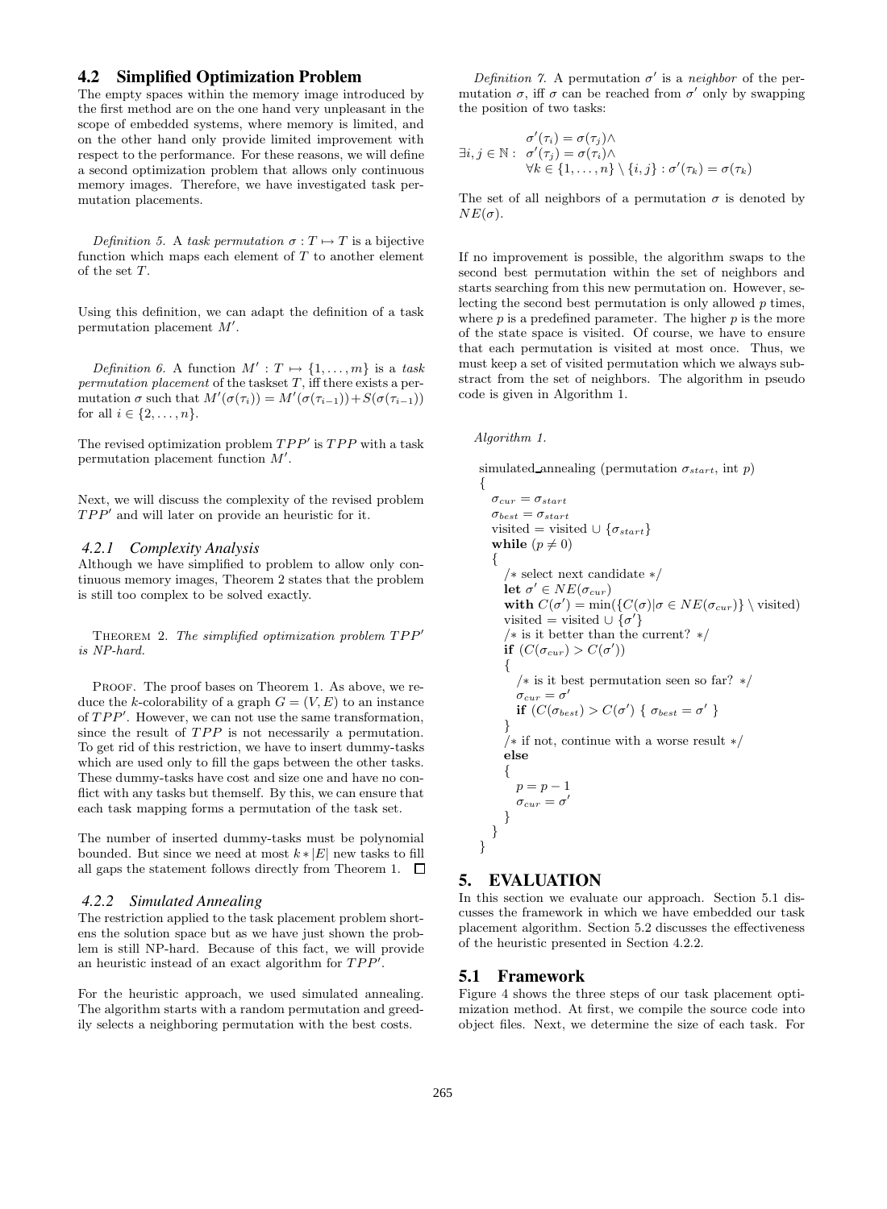## 4.2 Simplified Optimization Problem

The empty spaces within the memory image introduced by the first method are on the one hand very unpleasant in the scope of embedded systems, where memory is limited, and on the other hand only provide limited improvement with respect to the performance. For these reasons, we will define a second optimization problem that allows only continuous memory images. Therefore, we have investigated task permutation placements.

*Definition 5.* A *task permutation* $\sigma : T \mapsto T$ is a bijective function which maps each element of $T$ to another element of the set $T$.

Using this definition, we can adapt the definition of a task permutation placement $M'$.

*Definition 6.* A function $M' : T \mapsto \{1, \ldots, m\}$ is a *task permutation placement* of the taskset $T$, iff there exists a permutation $\sigma$ such that $M'(\sigma(\tau_i)) = M'(\sigma(\tau_{i-1})) + S(\sigma(\tau_{i-1}))$ for all $i \in \{2, \ldots, n\}$.

The revised optimization problem $TPP'$ is $TPP$ with a task permutation placement function $M'$.

Next, we will discuss the complexity of the revised problem $TPP'$ and will later on provide an heuristic for it.

### 4.2.1 Complexity Analysis

Although we have simplified to problem to allow only continuous memory images, Theorem 2 states that the problem is still too complex to be solved exactly.

THEOREM 2. *The simplified optimization problem $TPP'$ is NP-hard.*

PROOF. The proof bases on Theorem 1. As above, we reduce the $k$-colorability of a graph $G = (V, E)$ to an instance of $TPP'$. However, we can not use the same transformation, since the result of $TPP$ is not necessarily a permutation. To get rid of this restriction, we have to insert dummy-tasks which are used only to fill the gaps between the other tasks. These dummy-tasks have cost and size one and have no conflict with any tasks but themself. By this, we can ensure that each task mapping forms a permutation of the task set.

The number of inserted dummy-tasks must be polynomial bounded. But since we need at most $k * |E|$ new tasks to fill all gaps the statement follows directly from Theorem 1. □

### 4.2.2 Simulated Annealing

The restriction applied to the task placement problem shortens the solution space but as we have just shown the problem is still NP-hard. Because of this fact, we will provide an heuristic instead of an exact algorithm for $TPP'$.

For the heuristic approach, we used simulated annealing. The algorithm starts with a random permutation and greedily selects a neighboring permutation with the best costs.

*Definition 7.* A permutation $\sigma'$ is a *neighbor* of the permutation $\sigma$, iff $\sigma$ can be reached from $\sigma'$ only by swapping the position of two tasks:

$$\exists i, j \in \mathbb{N} : \begin{array}{l} \sigma'(\tau_i) = \sigma(\tau_j) \wedge \\ \sigma'(\tau_j) = \sigma(\tau_i) \wedge \\ \forall k \in \{1, \ldots, n\} \setminus \{i, j\} : \sigma'(\tau_k) = \sigma(\tau_k) \end{array}$$

The set of all neighbors of a permutation $\sigma$ is denoted by $NE(\sigma)$.

If no improvement is possible, the algorithm swaps to the second best permutation within the set of neighbors and starts searching from this new permutation on. However, selecting the second best permutation is only allowed $p$ times, where $p$ is a predefined parameter. The higher $p$ is the more of the state space is visited. Of course, we have to ensure that each permutation is visited at most once. Thus, we must keep a set of visited permutation which we always substract from the set of neighbors. The algorithm in pseudo code is given in Algorithm 1.

*Algorithm 1.*

```
simulated_annealing (permutation σ_start, int p)
{
  σ_cur = σ_start
  σ_best = σ_start
  visited = visited ∪ {σ_start}
  while (p ≠ 0)
  {
    /* select next candidate */
    let σ' ∈ NE(σ_cur)
    with C(σ') = min({C(σ)|σ ∈ NE(σ_cur)} \ visited)
    visited = visited ∪ {σ'}
    /* is it better than the current? */
    if (C(σ_cur) > C(σ'))
    {
      /* is it best permutation seen so far? */
      σ_cur = σ'
      if (C(σ_best) > C(σ') { σ_best = σ' }
    }
    /* if not, continue with a worse result */
    else
    {
      p = p − 1
      σ_cur = σ'
    }
  }
}
```

## 5. EVALUATION

In this section we evaluate our approach. Section 5.1 discusses the framework in which we have embedded our task placement algorithm. Section 5.2 discusses the effectiveness of the heuristic presented in Section 4.2.2.

## 5.1 Framework

Figure 4 shows the three steps of our task placement optimization method. At first, we compile the source code into object files. Next, we determine the size of each task. For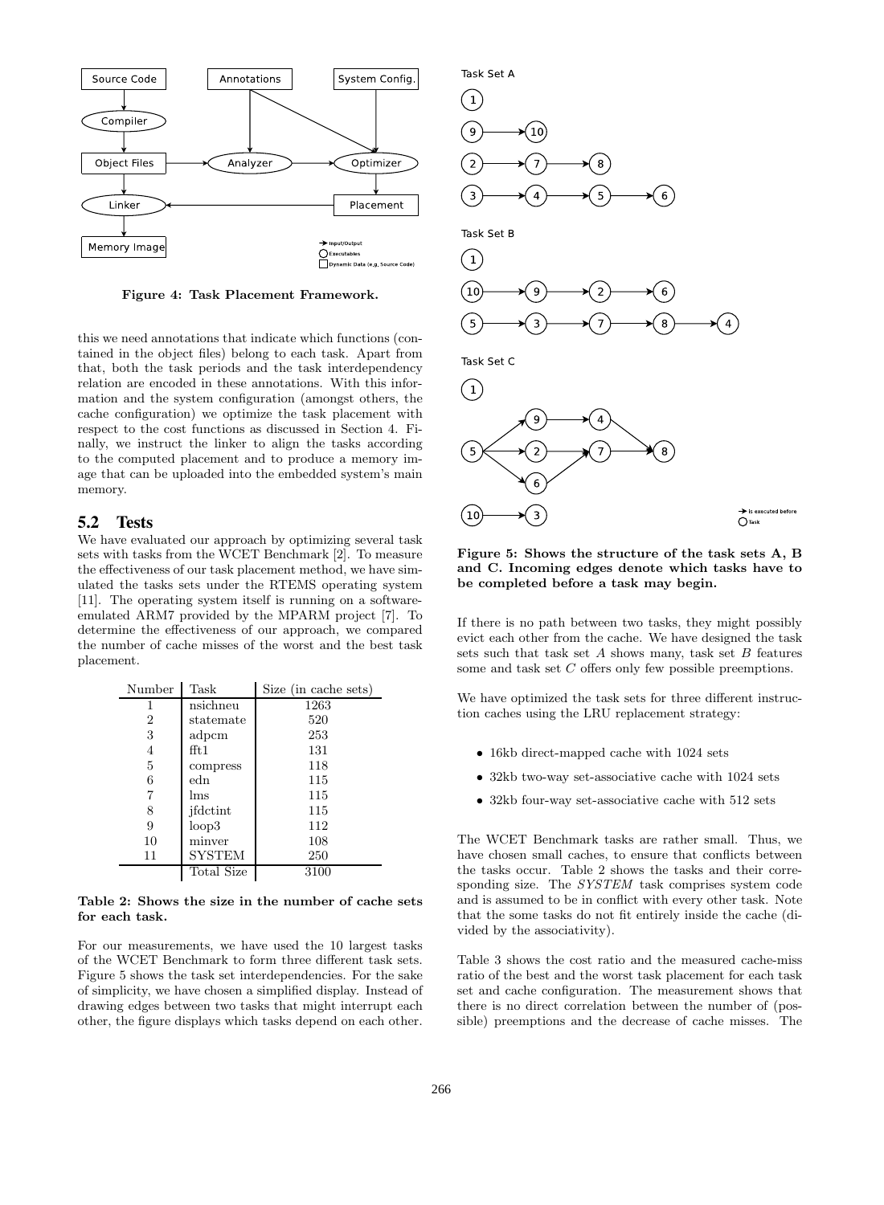Figure 4: Task Placement Framework.

this we need annotations that indicate which functions (contained in the object files) belong to each task. Apart from that, both the task periods and the task interdependency relation are encoded in these annotations. With this information and the system configuration (amongst others, the cache configuration) we optimize the task placement with respect to the cost functions as discussed in Section 4. Finally, we instruct the linker to align the tasks according to the computed placement and to produce a memory image that can be uploaded into the embedded system's main memory.

## 5.2 Tests

We have evaluated our approach by optimizing several task sets with tasks from the WCET Benchmark [2]. To measure the effectiveness of our task placement method, we have simulated the tasks sets under the RTEMS operating system [11]. The operating system itself is running on a software-emulated ARM7 provided by the MPARM project [7]. To determine the effectiveness of our approach, we compared the number of cache misses of the worst and the best task placement.

| Number | Task | Size (in cache sets) |
|---|---|---|
| 1 | nsichneu | 1263 |
| 2 | statemate | 520 |
| 3 | adpcm | 253 |
| 4 | fft1 | 131 |
| 5 | compress | 118 |
| 6 | edn | 115 |
| 7 | lms | 115 |
| 8 | jfdctint | 115 |
| 9 | loop3 | 112 |
| 10 | minver | 108 |
| 11 | SYSTEM | 250 |
| | Total Size | 3100 |

**Table 2: Shows the size in the number of cache sets for each task.**

For our measurements, we have used the 10 largest tasks of the WCET Benchmark to form three different task sets. Figure 5 shows the task set interdependencies. For the sake of simplicity, we have chosen a simplified display. Instead of drawing edges between two tasks that might interrupt each other, the figure displays which tasks depend on each other.

**Figure 5: Shows the structure of the task sets A, B and C. Incoming edges denote which tasks have to be completed before a task may begin.**

If there is no path between two tasks, they might possibly evict each other from the cache. We have designed the task sets such that task set *A* shows many, task set *B* features some and task set *C* offers only few possible preemptions.

We have optimized the task sets for three different instruction caches using the LRU replacement strategy:

- 16kb direct-mapped cache with 1024 sets
- 32kb two-way set-associative cache with 1024 sets
- 32kb four-way set-associative cache with 512 sets

The WCET Benchmark tasks are rather small. Thus, we have chosen small caches, to ensure that conflicts between the tasks occur. Table 2 shows the tasks and their corresponding size. The *SYSTEM* task comprises system code and is assumed to be in conflict with every other task. Note that the some tasks do not fit entirely inside the cache (divided by the associativity).

Table 3 shows the cost ratio and the measured cache-miss ratio of the best and the worst task placement for each task set and cache configuration. The measurement shows that there is no direct correlation between the number of (possible) preemptions and the decrease of cache misses. The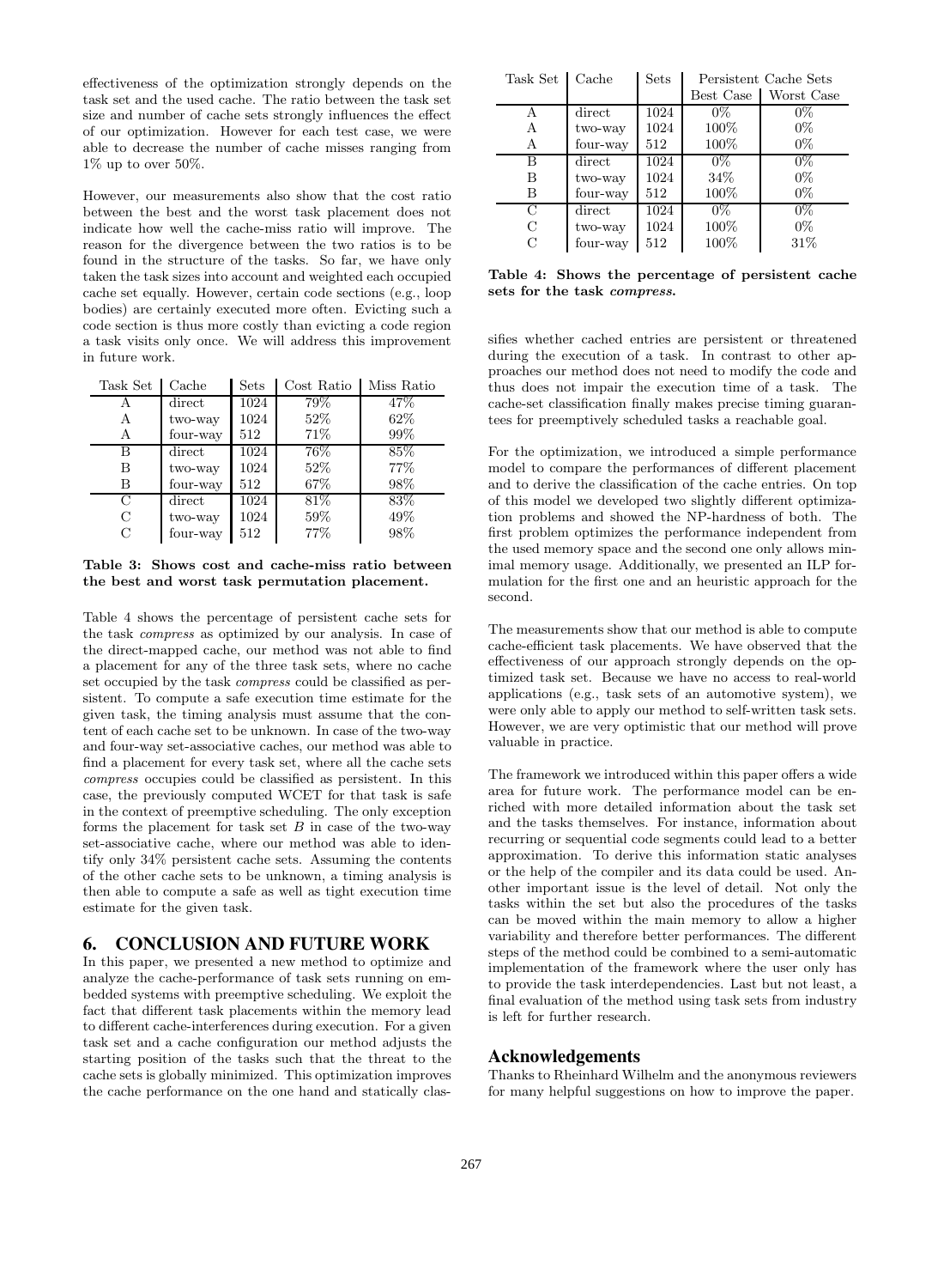effectiveness of the optimization strongly depends on the task set and the used cache. The ratio between the task set size and number of cache sets strongly influences the effect of our optimization. However for each test case, we were able to decrease the number of cache misses ranging from 1% up to over 50%.

However, our measurements also show that the cost ratio between the best and the worst task placement does not indicate how well the cache-miss ratio will improve. The reason for the divergence between the two ratios is to be found in the structure of the tasks. So far, we have only taken the task sizes into account and weighted each occupied cache set equally. However, certain code sections (e.g., loop bodies) are certainly executed more often. Evicting such a code section is thus more costly than evicting a code region a task visits only once. We will address this improvement in future work.

| Task Set | Cache | Sets | Cost Ratio | Miss Ratio |
|---|---|---|---|---|
| A | direct | 1024 | 79% | 47% |
| A | two-way | 1024 | 52% | 62% |
| A | four-way | 512 | 71% | 99% |
| B | direct | 1024 | 76% | 85% |
| B | two-way | 1024 | 52% | 77% |
| B | four-way | 512 | 67% | 98% |
| C | direct | 1024 | 81% | 83% |
| C | two-way | 1024 | 59% | 49% |
| C | four-way | 512 | 77% | 98% |

**Table 3: Shows cost and cache-miss ratio between the best and worst task permutation placement.**

Table 4 shows the percentage of persistent cache sets for the task *compress* as optimized by our analysis. In case of the direct-mapped cache, our method was not able to find a placement for any of the three task sets, where no cache set occupied by the task *compress* could be classified as persistent. To compute a safe execution time estimate for the given task, the timing analysis must assume that the content of each cache set to be unknown. In case of the two-way and four-way set-associative caches, our method was able to find a placement for every task set, where all the cache sets *compress* occupies could be classified as persistent. In this case, the previously computed WCET for that task is safe in the context of preemptive scheduling. The only exception forms the placement for task set $B$ in case of the two-way set-associative cache, where our method was able to identify only 34% persistent cache sets. Assuming the contents of the other cache sets to be unknown, a timing analysis is then able to compute a safe as well as tight execution time estimate for the given task.

| Task Set | Cache | Sets | Persistent Cache Sets | |
|---|---|---|---|---|
| | | | Best Case | Worst Case |
| A | direct | 1024 | 0% | 0% |
| A | two-way | 1024 | 100% | 0% |
| A | four-way | 512 | 100% | 0% |
| B | direct | 1024 | 0% | 0% |
| B | two-way | 1024 | 34% | 0% |
| B | four-way | 512 | 100% | 0% |
| C | direct | 1024 | 0% | 0% |
| C | two-way | 1024 | 100% | 0% |
| C | four-way | 512 | 100% | 31% |

**Table 4: Shows the percentage of persistent cache sets for the task *compress*.**

## 6. CONCLUSION AND FUTURE WORK

In this paper, we presented a new method to optimize and analyze the cache-performance of task sets running on embedded systems with preemptive scheduling. We exploit the fact that different task placements within the memory lead to different cache-interferences during execution. For a given task set and a cache configuration our method adjusts the starting position of the tasks such that the threat to the cache sets is globally minimized. This optimization improves the cache performance on the one hand and statically classifies whether cached entries are persistent or threatened during the execution of a task. In contrast to other approaches our method does not need to modify the code and thus does not impair the execution time of a task. The cache-set classification finally makes precise timing guarantees for preemptively scheduled tasks a reachable goal.

For the optimization, we introduced a simple performance model to compare the performances of different placement and to derive the classification of the cache entries. On top of this model we developed two slightly different optimization problems and showed the NP-hardness of both. The first problem optimizes the performance independent from the used memory space and the second one only allows minimal memory usage. Additionally, we presented an ILP formulation for the first one and an heuristic approach for the second.

The measurements show that our method is able to compute cache-efficient task placements. We have observed that the effectiveness of our approach strongly depends on the optimized task set. Because we have no access to real-world applications (e.g., task sets of an automotive system), we were only able to apply our method to self-written task sets. However, we are very optimistic that our method will prove valuable in practice.

The framework we introduced within this paper offers a wide area for future work. The performance model can be enriched with more detailed information about the task set and the tasks themselves. For instance, information about recurring or sequential code segments could lead to a better approximation. To derive this information static analyses or the help of the compiler and its data could be used. Another important issue is the level of detail. Not only the tasks within the set but also the procedures of the tasks can be moved within the main memory to allow a higher variability and therefore better performances. The different steps of the method could be combined to a semi-automatic implementation of the framework where the user only has to provide the task interdependencies. Last but not least, a final evaluation of the method using task sets from industry is left for further research.

## Acknowledgements

Thanks to Rheinhard Wilhelm and the anonymous reviewers for many helpful suggestions on how to improve the paper.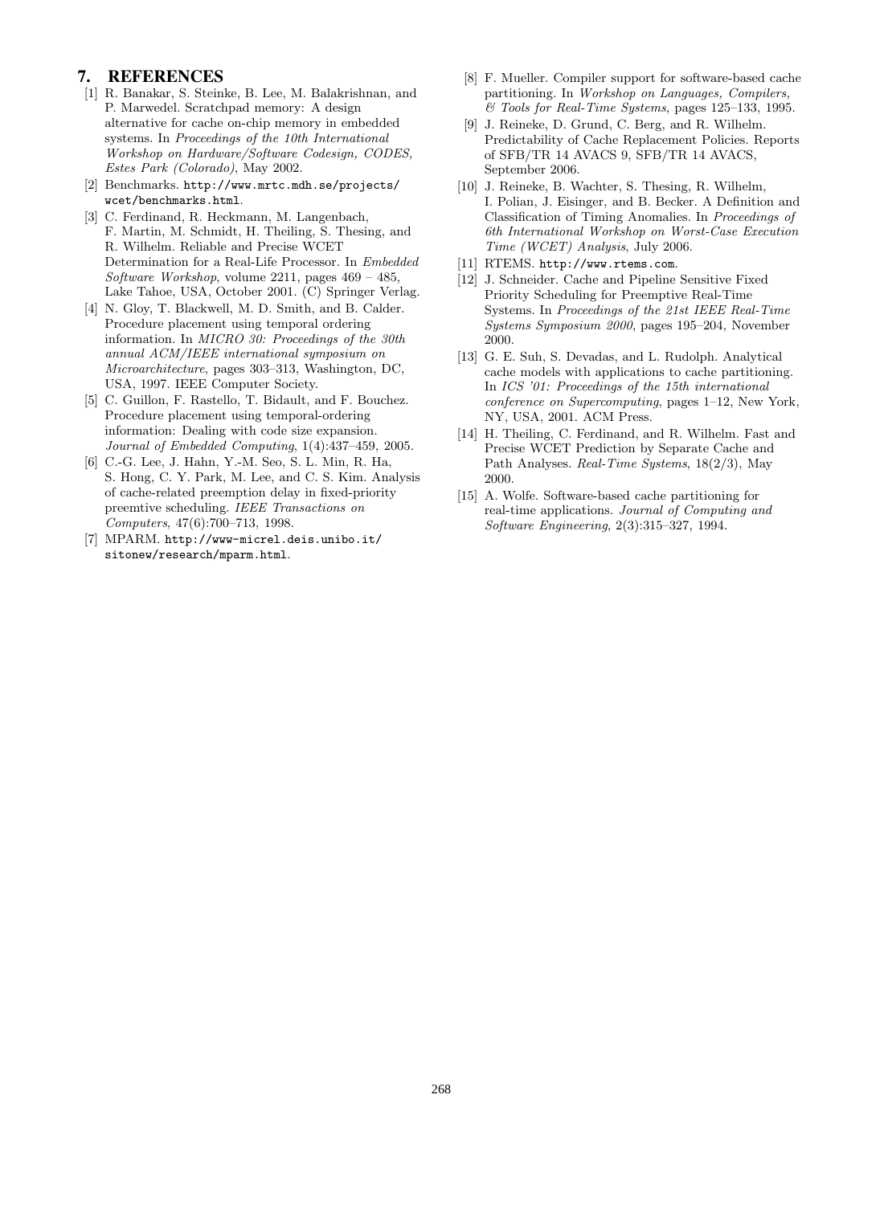## 7. REFERENCES

[1] R. Banakar, S. Steinke, B. Lee, M. Balakrishnan, and P. Marwedel. Scratchpad memory: A design alternative for cache on-chip memory in embedded systems. In *Proceedings of the 10th International Workshop on Hardware/Software Codesign, CODES, Estes Park (Colorado)*, May 2002.

[2] Benchmarks. `http://www.mrtc.mdh.se/projects/wcet/benchmarks.html`.

[3] C. Ferdinand, R. Heckmann, M. Langenbach, F. Martin, M. Schmidt, H. Theiling, S. Thesing, and R. Wilhelm. Reliable and Precise WCET Determination for a Real-Life Processor. In *Embedded Software Workshop*, volume 2211, pages 469 – 485, Lake Tahoe, USA, October 2001. (C) Springer Verlag.

[4] N. Gloy, T. Blackwell, M. D. Smith, and B. Calder. Procedure placement using temporal ordering information. In *MICRO 30: Proceedings of the 30th annual ACM/IEEE international symposium on Microarchitecture*, pages 303–313, Washington, DC, USA, 1997. IEEE Computer Society.

[5] C. Guillon, F. Rastello, T. Bidault, and F. Bouchez. Procedure placement using temporal-ordering information: Dealing with code size expansion. *Journal of Embedded Computing*, 1(4):437–459, 2005.

[6] C.-G. Lee, J. Hahn, Y.-M. Seo, S. L. Min, R. Ha, S. Hong, C. Y. Park, M. Lee, and C. S. Kim. Analysis of cache-related preemption delay in fixed-priority preemtive scheduling. *IEEE Transactions on Computers*, 47(6):700–713, 1998.

[7] MPARM. `http://www-micrel.deis.unibo.it/sitonew/research/mparm.html`.

[8] F. Mueller. Compiler support for software-based cache partitioning. In *Workshop on Languages, Compilers, & Tools for Real-Time Systems*, pages 125–133, 1995.

[9] J. Reineke, D. Grund, C. Berg, and R. Wilhelm. Predictability of Cache Replacement Policies. Reports of SFB/TR 14 AVACS 9, SFB/TR 14 AVACS, September 2006.

[10] J. Reineke, B. Wachter, S. Thesing, R. Wilhelm, I. Polian, J. Eisinger, and B. Becker. A Definition and Classification of Timing Anomalies. In *Proceedings of 6th International Workshop on Worst-Case Execution Time (WCET) Analysis*, July 2006.

[11] RTEMS. `http://www.rtems.com`.

[12] J. Schneider. Cache and Pipeline Sensitive Fixed Priority Scheduling for Preemptive Real-Time Systems. In *Proceedings of the 21st IEEE Real-Time Systems Symposium 2000*, pages 195–204, November 2000.

[13] G. E. Suh, S. Devadas, and L. Rudolph. Analytical cache models with applications to cache partitioning. In *ICS '01: Proceedings of the 15th international conference on Supercomputing*, pages 1–12, New York, NY, USA, 2001. ACM Press.

[14] H. Theiling, C. Ferdinand, and R. Wilhelm. Fast and Precise WCET Prediction by Separate Cache and Path Analyses. *Real-Time Systems*, 18(2/3), May 2000.

[15] A. Wolfe. Software-based cache partitioning for real-time applications. *Journal of Computing and Software Engineering*, 2(3):315–327, 1994.